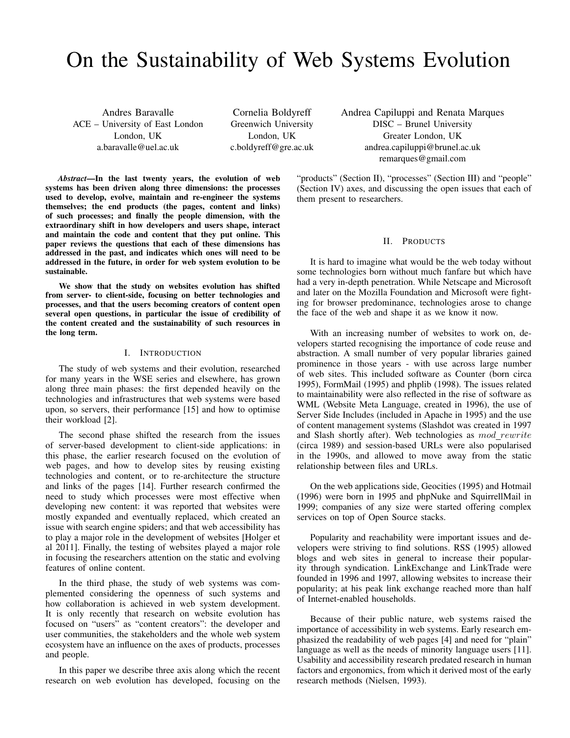# On the Sustainability of Web Systems Evolution

Andres Baravalle
ACE – University of East London
London, UK
a.baravalle@uel.ac.uk

Cornelia Boldyreff
Greenwich University
London, UK
c.boldyreff@gre.ac.uk

Andrea Capiluppi and Renata Marques
DISC – Brunel University
Greater London, UK
andrea.capiluppi@brunel.ac.uk
remarques@gmail.com

***Abstract*—In the last twenty years, the evolution of web systems has been driven along three dimensions: the processes used to develop, evolve, maintain and re-engineer the systems themselves; the end products (the pages, content and links) of such processes; and finally the people dimension, with the extraordinary shift in how developers and users shape, interact and maintain the code and content that they put online. This paper reviews the questions that each of these dimensions has addressed in the past, and indicates which ones will need to be addressed in the future, in order for web system evolution to be sustainable.**

**We show that the study on websites evolution has shifted from server- to client-side, focusing on better technologies and processes, and that the users becoming creators of content open several open questions, in particular the issue of credibility of the content created and the sustainability of such resources in the long term.**

## I. Introduction

The study of web systems and their evolution, researched for many years in the WSE series and elsewhere, has grown along three main phases: the first depended heavily on the technologies and infrastructures that web systems were based upon, so servers, their performance [15] and how to optimise their workload [2].

The second phase shifted the research from the issues of server-based development to client-side applications: in this phase, the earlier research focused on the evolution of web pages, and how to develop sites by reusing existing technologies and content, or to re-architecture the structure and links of the pages [14]. Further research confirmed the need to study which processes were most effective when developing new content: it was reported that websites were mostly expanded and eventually replaced, which created an issue with search engine spiders; and that web accessibility has to play a major role in the development of websites [Holger et al 2011]. Finally, the testing of websites played a major role in focusing the researchers attention on the static and evolving features of online content.

In the third phase, the study of web systems was complemented considering the openness of such systems and how collaboration is achieved in web system development. It is only recently that research on website evolution has focused on "users" as "content creators": the developer and user communities, the stakeholders and the whole web system ecosystem have an influence on the axes of products, processes and people.

In this paper we describe three axis along which the recent research on web evolution has developed, focusing on the "products" (Section II), "processes" (Section III) and "people" (Section IV) axes, and discussing the open issues that each of them present to researchers.

## II. Products

It is hard to imagine what would be the web today without some technologies born without much fanfare but which have had a very in-depth penetration. While Netscape and Microsoft and later on the Mozilla Foundation and Microsoft were fighting for browser predominance, technologies arose to change the face of the web and shape it as we know it now.

With an increasing number of websites to work on, developers started recognising the importance of code reuse and abstraction. A small number of very popular libraries gained prominence in those years - with use across large number of web sites. This included software as Counter (born circa 1995), FormMail (1995) and phplib (1998). The issues related to maintainability were also reflected in the rise of software as WML (Website Meta Language, created in 1996), the use of Server Side Includes (included in Apache in 1995) and the use of content management systems (Slashdot was created in 1997 and Slash shortly after). Web technologies as $mod\_rewrite$ (circa 1989) and session-based URLs were also popularised in the 1990s, and allowed to move away from the static relationship between files and URLs.

On the web applications side, Geocities (1995) and Hotmail (1996) were born in 1995 and phpNuke and SquirrellMail in 1999; companies of any size were started offering complex services on top of Open Source stacks.

Popularity and reachability were important issues and developers were striving to find solutions. RSS (1995) allowed blogs and web sites in general to increase their popularity through syndication. LinkExchange and LinkTrade were founded in 1996 and 1997, allowing websites to increase their popularity; at his peak link exchange reached more than half of Internet-enabled households.

Because of their public nature, web systems raised the importance of accessibility in web systems. Early research emphasized the readability of web pages [4] and need for "plain" language as well as the needs of minority language users [11]. Usability and accessibility research predated research in human factors and ergonomics, from which it derived most of the early research methods (Nielsen, 1993).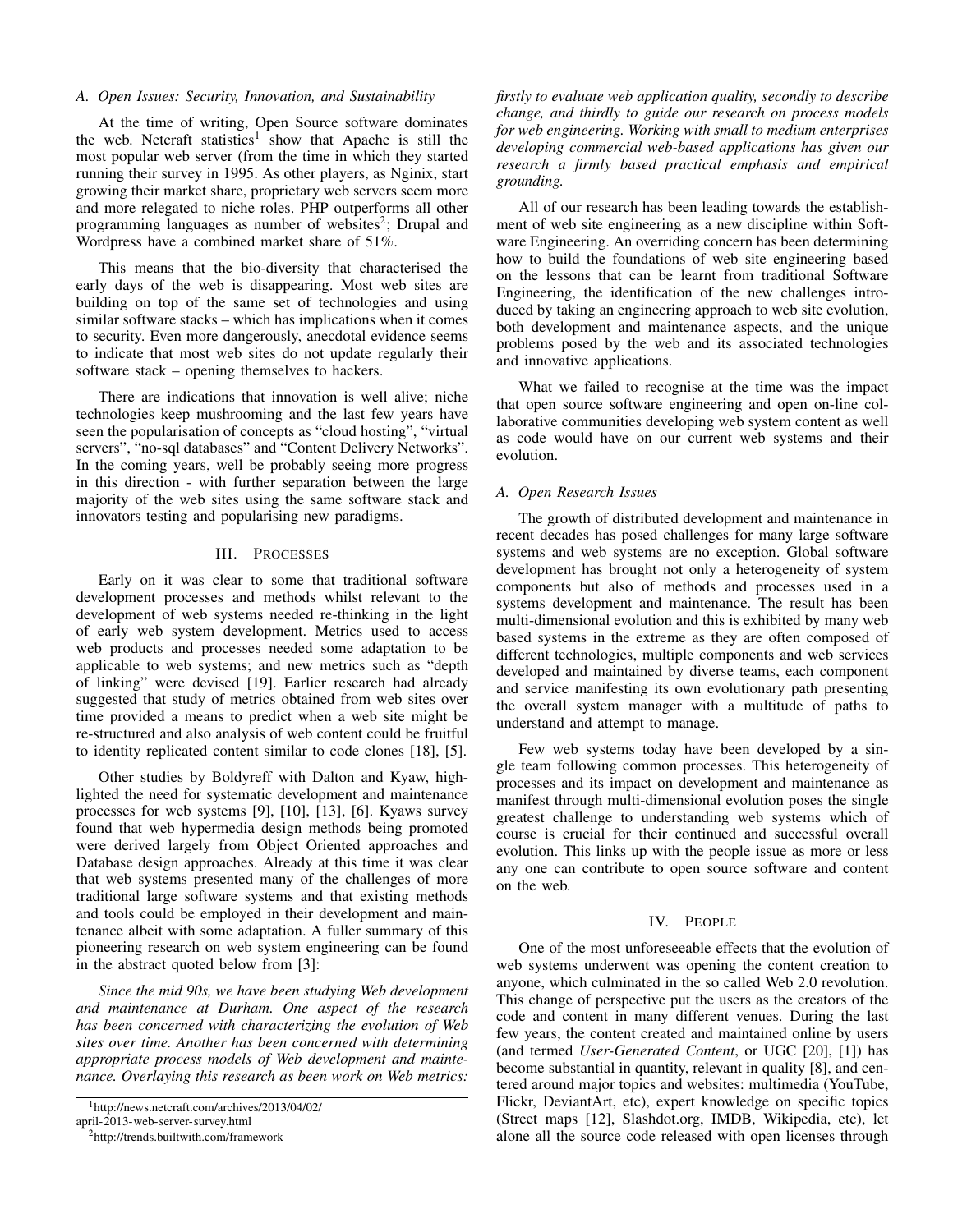### A. Open Issues: Security, Innovation, and Sustainability

At the time of writing, Open Source software dominates the web. Netcraft statistics[1] show that Apache is still the most popular web server (from the time in which they started running their survey in 1995. As other players, as Nginix, start growing their market share, proprietary web servers seem more and more relegated to niche roles. PHP outperforms all other programming languages as number of websites[2]; Drupal and Wordpress have a combined market share of 51%.

This means that the bio-diversity that characterised the early days of the web is disappearing. Most web sites are building on top of the same set of technologies and using similar software stacks – which has implications when it comes to security. Even more dangerously, anecdotal evidence seems to indicate that most web sites do not update regularly their software stack – opening themselves to hackers.

There are indications that innovation is well alive; niche technologies keep mushrooming and the last few years have seen the popularisation of concepts as "cloud hosting", "virtual servers", "no-sql databases" and "Content Delivery Networks". In the coming years, well be probably seeing more progress in this direction - with further separation between the large majority of the web sites using the same software stack and innovators testing and popularising new paradigms.

## III. Processes

Early on it was clear to some that traditional software development processes and methods whilst relevant to the development of web systems needed re-thinking in the light of early web system development. Metrics used to access web products and processes needed some adaptation to be applicable to web systems; and new metrics such as "depth of linking" were devised [19]. Earlier research had already suggested that study of metrics obtained from web sites over time provided a means to predict when a web site might be re-structured and also analysis of web content could be fruitful to identity replicated content similar to code clones [18], [5].

Other studies by Boldyreff with Dalton and Kyaw, highlighted the need for systematic development and maintenance processes for web systems [9], [10], [13], [6]. Kyaws survey found that web hypermedia design methods being promoted were derived largely from Object Oriented approaches and Database design approaches. Already at this time it was clear that web systems presented many of the challenges of more traditional large software systems and that existing methods and tools could be employed in their development and maintenance albeit with some adaptation. A fuller summary of this pioneering research on web system engineering can be found in the abstract quoted below from [3]:

*Since the mid 90s, we have been studying Web development and maintenance at Durham. One aspect of the research has been concerned with characterizing the evolution of Web sites over time. Another has been concerned with determining appropriate process models of Web development and maintenance. Overlaying this research as been work on Web metrics: firstly to evaluate web application quality, secondly to describe change, and thirdly to guide our research on process models for web engineering. Working with small to medium enterprises developing commercial web-based applications has given our research a firmly based practical emphasis and empirical grounding.*

All of our research has been leading towards the establishment of web site engineering as a new discipline within Software Engineering. An overriding concern has been determining how to build the foundations of web site engineering based on the lessons that can be learnt from traditional Software Engineering, the identification of the new challenges introduced by taking an engineering approach to web site evolution, both development and maintenance aspects, and the unique problems posed by the web and its associated technologies and innovative applications.

What we failed to recognise at the time was the impact that open source software engineering and open on-line collaborative communities developing web system content as well as code would have on our current web systems and their evolution.

### A. Open Research Issues

The growth of distributed development and maintenance in recent decades has posed challenges for many large software systems and web systems are no exception. Global software development has brought not only a heterogeneity of system components but also of methods and processes used in a systems development and maintenance. The result has been multi-dimensional evolution and this is exhibited by many web based systems in the extreme as they are often composed of different technologies, multiple components and web services developed and maintained by diverse teams, each component and service manifesting its own evolutionary path presenting the overall system manager with a multitude of paths to understand and attempt to manage.

Few web systems today have been developed by a single team following common processes. This heterogeneity of processes and its impact on development and maintenance as manifest through multi-dimensional evolution poses the single greatest challenge to understanding web systems which of course is crucial for their continued and successful overall evolution. This links up with the people issue as more or less any one can contribute to open source software and content on the web.

## IV. People

One of the most unforeseeable effects that the evolution of web systems underwent was opening the content creation to anyone, which culminated in the so called Web 2.0 revolution. This change of perspective put the users as the creators of the code and content in many different venues. During the last few years, the content created and maintained online by users (and termed *User-Generated Content*, or UGC [20], [1]) has become substantial in quantity, relevant in quality [8], and centered around major topics and websites: multimedia (YouTube, Flickr, DeviantArt, etc), expert knowledge on specific topics (Street maps [12], Slashdot.org, IMDB, Wikipedia, etc), let alone all the source code released with open licenses through

[1] http://news.netcraft.com/archives/2013/04/02/april-2013-web-server-survey.html

[2] http://trends.builtwith.com/framework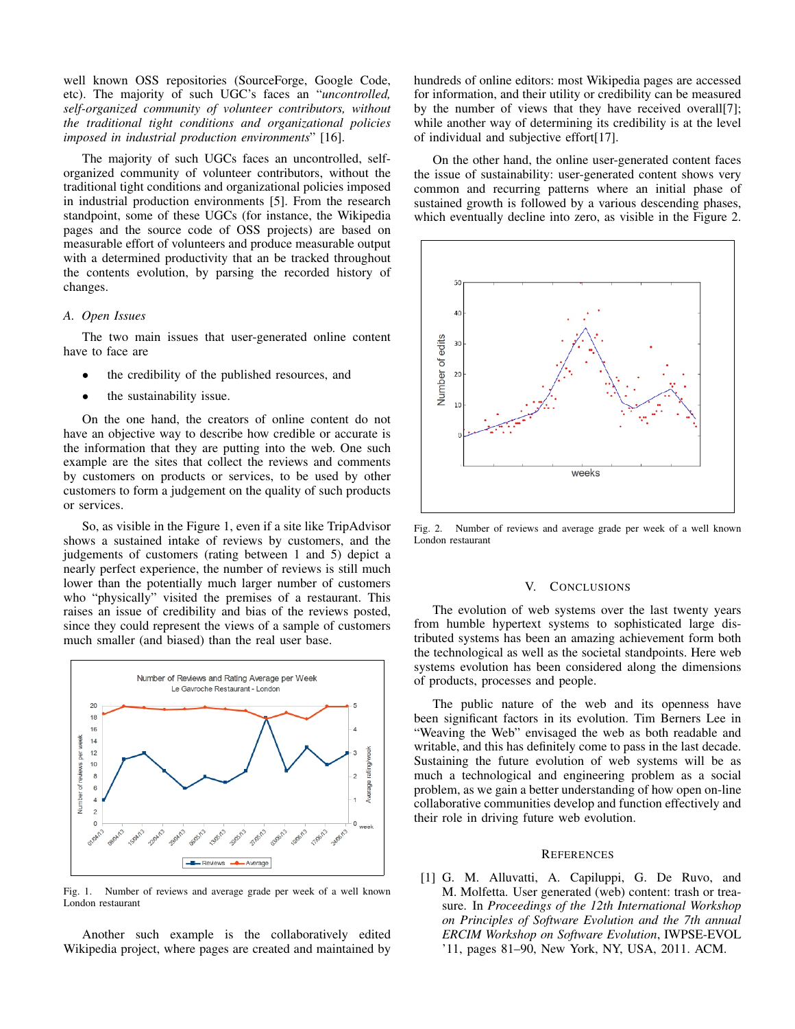well known OSS repositories (SourceForge, Google Code, etc). The majority of such UGC's faces an "*uncontrolled, self-organized community of volunteer contributors, without the traditional tight conditions and organizational policies imposed in industrial production environments*" [16].

The majority of such UGCs faces an uncontrolled, self-organized community of volunteer contributors, without the traditional tight conditions and organizational policies imposed in industrial production environments [5]. From the research standpoint, some of these UGCs (for instance, the Wikipedia pages and the source code of OSS projects) are based on measurable effort of volunteers and produce measurable output with a determined productivity that an be tracked throughout the contents evolution, by parsing the recorded history of changes.

### A. Open Issues

The two main issues that user-generated online content have to face are

- the credibility of the published resources, and
- the sustainability issue.

On the one hand, the creators of online content do not have an objective way to describe how credible or accurate is the information that they are putting into the web. One such example are the sites that collect the reviews and comments by customers on products or services, to be used by other customers to form a judgement on the quality of such products or services.

So, as visible in the Figure 1, even if a site like TripAdvisor shows a sustained intake of reviews by customers, and the judgements of customers (rating between 1 and 5) depict a nearly perfect experience, the number of reviews is still much lower than the potentially much larger number of customers who "physically" visited the premises of a restaurant. This raises an issue of credibility and bias of the reviews posted, since they could represent the views of a sample of customers much smaller (and biased) than the real user base.

Fig. 1. Number of reviews and average grade per week of a well known London restaurant

Another such example is the collaboratively edited Wikipedia project, where pages are created and maintained by hundreds of online editors: most Wikipedia pages are accessed for information, and their utility or credibility can be measured by the number of views that they have received overall[7]; while another way of determining its credibility is at the level of individual and subjective effort[17].

On the other hand, the online user-generated content faces the issue of sustainability: user-generated content shows very common and recurring patterns where an initial phase of sustained growth is followed by a various descending phases, which eventually decline into zero, as visible in the Figure 2.

Fig. 2. Number of reviews and average grade per week of a well known London restaurant

## V. Conclusions

The evolution of web systems over the last twenty years from humble hypertext systems to sophisticated large distributed systems has been an amazing achievement form both the technological as well as the societal standpoints. Here web systems evolution has been considered along the dimensions of products, processes and people.

The public nature of the web and its openness have been significant factors in its evolution. Tim Berners Lee in "Weaving the Web" envisaged the web as both readable and writable, and this has definitely come to pass in the last decade. Sustaining the future evolution of web systems will be as much a technological and engineering problem as a social problem, as we gain a better understanding of how open on-line collaborative communities develop and function effectively and their role in driving future web evolution.

## References

[1] G. M. Alluvatti, A. Capiluppi, G. De Ruvo, and M. Molfetta. User generated (web) content: trash or treasure. In *Proceedings of the 12th International Workshop on Principles of Software Evolution and the 7th annual ERCIM Workshop on Software Evolution*, IWPSE-EVOL '11, pages 81–90, New York, NY, USA, 2011. ACM.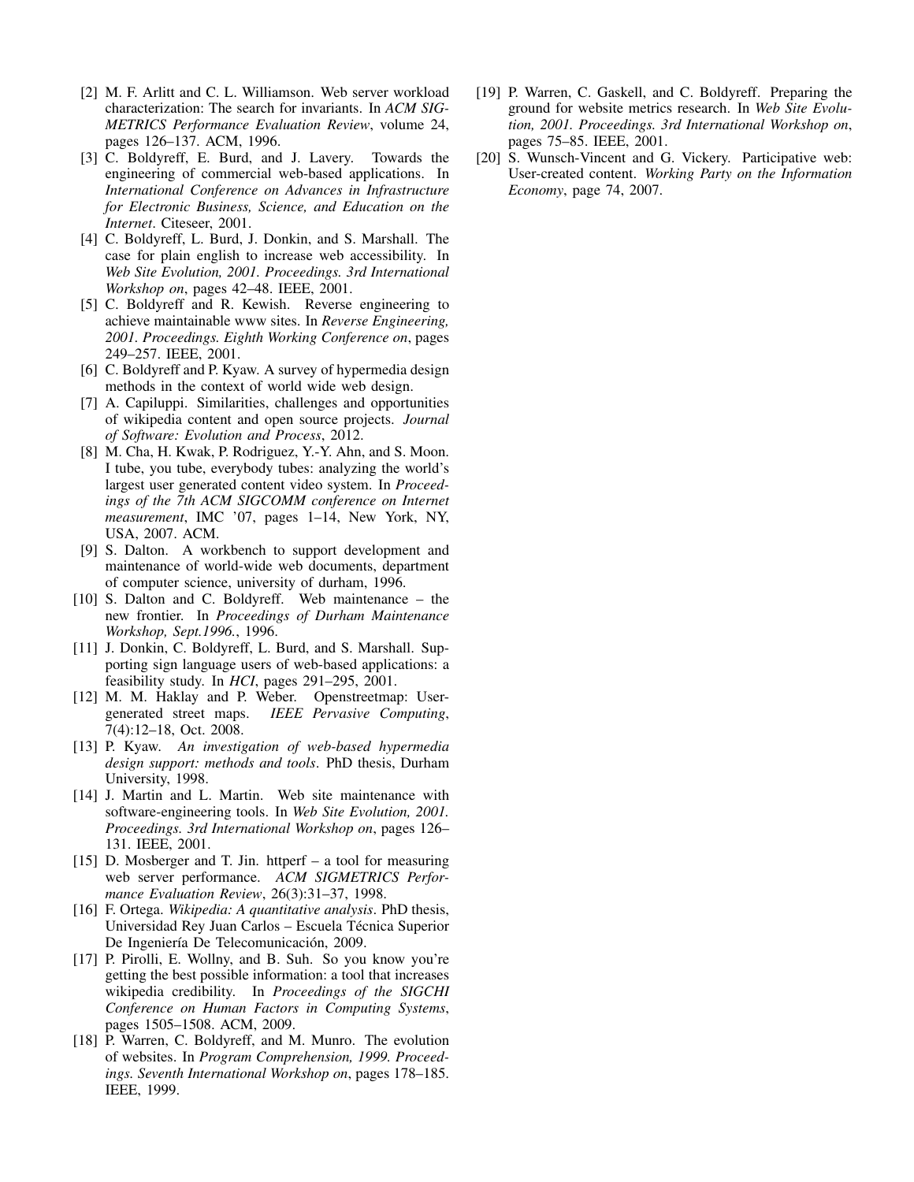[2] M. F. Arlitt and C. L. Williamson. Web server workload characterization: The search for invariants. In *ACM SIGMETRICS Performance Evaluation Review*, volume 24, pages 126–137. ACM, 1996.

[3] C. Boldyreff, E. Burd, and J. Lavery. Towards the engineering of commercial web-based applications. In *International Conference on Advances in Infrastructure for Electronic Business, Science, and Education on the Internet*. Citeseer, 2001.

[4] C. Boldyreff, L. Burd, J. Donkin, and S. Marshall. The case for plain english to increase web accessibility. In *Web Site Evolution, 2001. Proceedings. 3rd International Workshop on*, pages 42–48. IEEE, 2001.

[5] C. Boldyreff and R. Kewish. Reverse engineering to achieve maintainable www sites. In *Reverse Engineering, 2001. Proceedings. Eighth Working Conference on*, pages 249–257. IEEE, 2001.

[6] C. Boldyreff and P. Kyaw. A survey of hypermedia design methods in the context of world wide web design.

[7] A. Capiluppi. Similarities, challenges and opportunities of wikipedia content and open source projects. *Journal of Software: Evolution and Process*, 2012.

[8] M. Cha, H. Kwak, P. Rodriguez, Y.-Y. Ahn, and S. Moon. I tube, you tube, everybody tubes: analyzing the world's largest user generated content video system. In *Proceedings of the 7th ACM SIGCOMM conference on Internet measurement*, IMC '07, pages 1–14, New York, NY, USA, 2007. ACM.

[9] S. Dalton. A workbench to support development and maintenance of world-wide web documents, department of computer science, university of durham, 1996.

[10] S. Dalton and C. Boldyreff. Web maintenance – the new frontier. In *Proceedings of Durham Maintenance Workshop, Sept.1996.*, 1996.

[11] J. Donkin, C. Boldyreff, L. Burd, and S. Marshall. Supporting sign language users of web-based applications: a feasibility study. In *HCI*, pages 291–295, 2001.

[12] M. M. Haklay and P. Weber. Openstreetmap: User-generated street maps. *IEEE Pervasive Computing*, 7(4):12–18, Oct. 2008.

[13] P. Kyaw. *An investigation of web-based hypermedia design support: methods and tools*. PhD thesis, Durham University, 1998.

[14] J. Martin and L. Martin. Web site maintenance with software-engineering tools. In *Web Site Evolution, 2001. Proceedings. 3rd International Workshop on*, pages 126–131. IEEE, 2001.

[15] D. Mosberger and T. Jin. httperf – a tool for measuring web server performance. *ACM SIGMETRICS Performance Evaluation Review*, 26(3):31–37, 1998.

[16] F. Ortega. *Wikipedia: A quantitative analysis*. PhD thesis, Universidad Rey Juan Carlos – Escuela Técnica Superior De Ingeniería De Telecomunicación, 2009.

[17] P. Pirolli, E. Wollny, and B. Suh. So you know you're getting the best possible information: a tool that increases wikipedia credibility. In *Proceedings of the SIGCHI Conference on Human Factors in Computing Systems*, pages 1505–1508. ACM, 2009.

[18] P. Warren, C. Boldyreff, and M. Munro. The evolution of websites. In *Program Comprehension, 1999. Proceedings. Seventh International Workshop on*, pages 178–185. IEEE, 1999.

[19] P. Warren, C. Gaskell, and C. Boldyreff. Preparing the ground for website metrics research. In *Web Site Evolution, 2001. Proceedings. 3rd International Workshop on*, pages 75–85. IEEE, 2001.

[20] S. Wunsch-Vincent and G. Vickery. Participative web: User-created content. *Working Party on the Information Economy*, page 74, 2007.